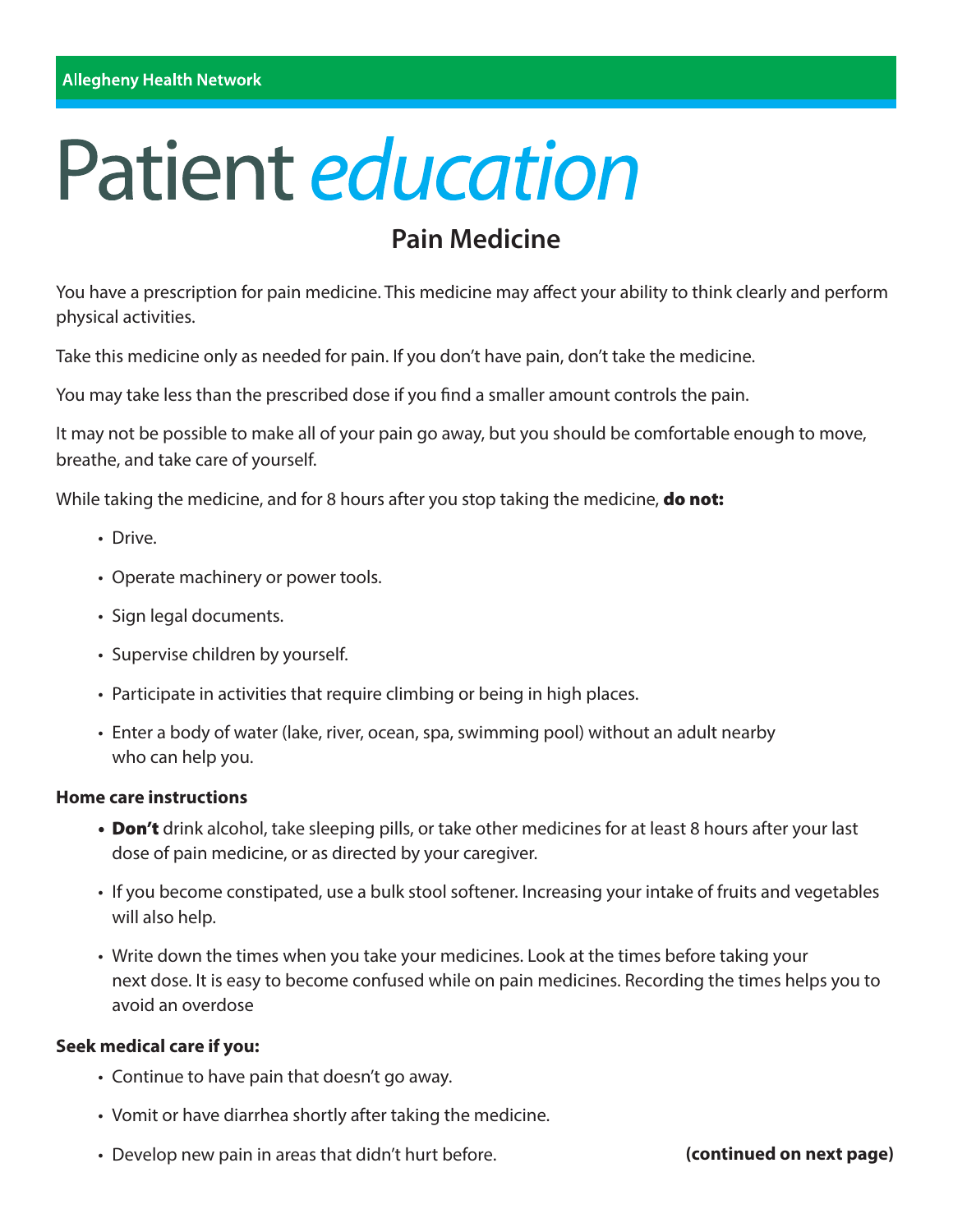Allegheny Health Network

# Patient *education*

## Pain Medicine

You have a prescription for pain medicine. This medicine may affect your ability to think clearly and perform physical activities.

Take this medicine only as needed for pain. If you don't have pain, don't take the medicine.

You may take less than the prescribed dose if you find a smaller amount controls the pain.

It may not be possible to make all of your pain go away, but you should be comfortable enough to move, breathe, and take care of yourself.

While taking the medicine, and for 8 hours after you stop taking the medicine, **do not:**

- Drive.
- Operate machinery or power tools.
- Sign legal documents.
- Supervise children by yourself.
- Participate in activities that require climbing or being in high places.
- Enter a body of water (lake, river, ocean, spa, swimming pool) without an adult nearby who can help you.

**Home care instructions**

- **Don't** drink alcohol, take sleeping pills, or take other medicines for at least 8 hours after your last dose of pain medicine, or as directed by your caregiver.
- If you become constipated, use a bulk stool softener. Increasing your intake of fruits and vegetables will also help.
- Write down the times when you take your medicines. Look at the times before taking your next dose. It is easy to become confused while on pain medicines. Recording the times helps you to avoid an overdose

**Seek medical care if you:**

- Continue to have pain that doesn't go away.
- Vomit or have diarrhea shortly after taking the medicine.
- Develop new pain in areas that didn't hurt before.

**(continued on next page)**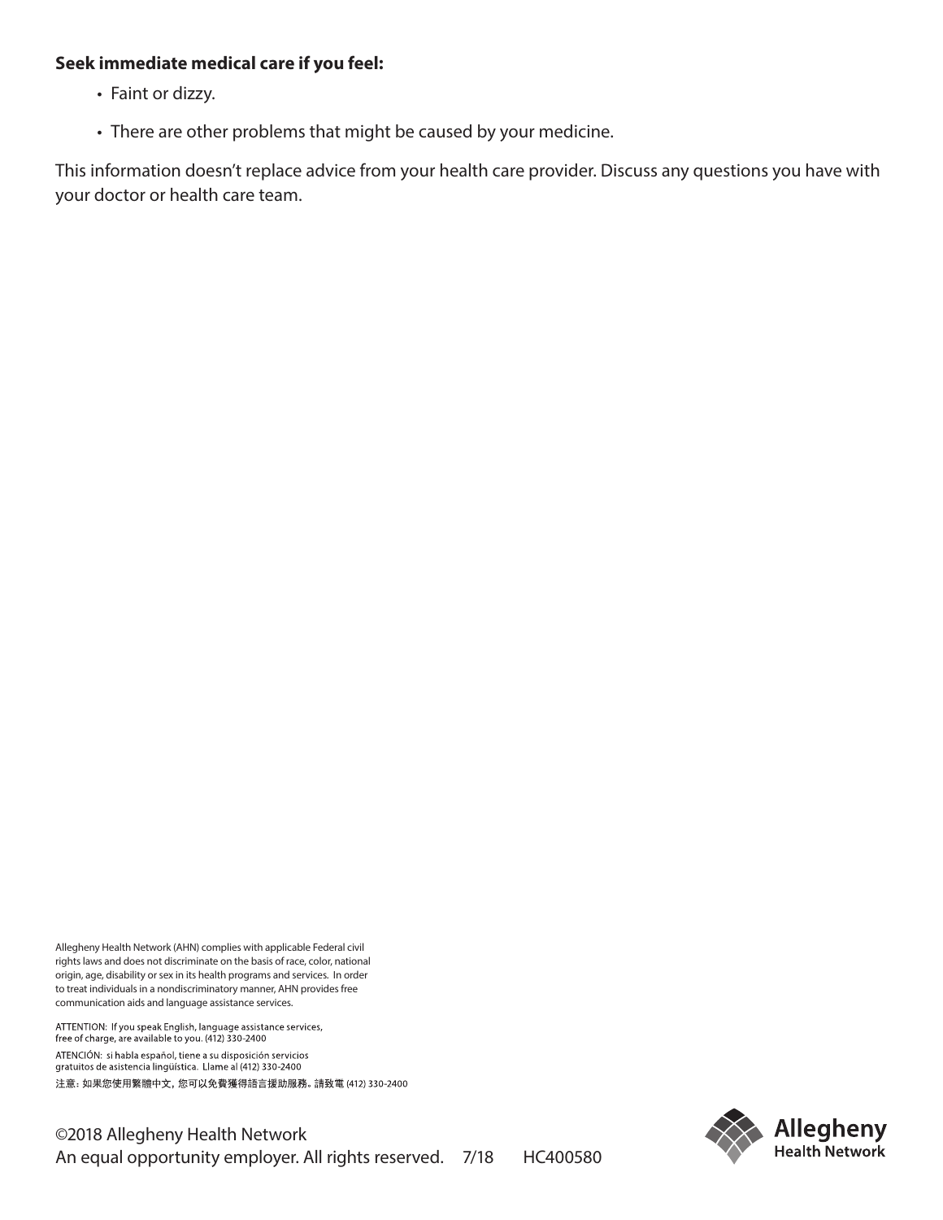**Seek immediate medical care if you feel:**

- Faint or dizzy.
- There are other problems that might be caused by your medicine.

This information doesn't replace advice from your health care provider. Discuss any questions you have with your doctor or health care team.

Allegheny Health Network (AHN) complies with applicable Federal civil rights laws and does not discriminate on the basis of race, color, national origin, age, disability or sex in its health programs and services. In order to treat individuals in a nondiscriminatory manner, AHN provides free communication aids and language assistance services.

ATTENTION: If you speak English, language assistance services, free of charge, are available to you. (412) 330-2400

ATENCIÓN: si habla español, tiene a su disposición servicios gratuitos de asistencia lingüística. Llame al (412) 330-2400

注意：如果您使用繁體中文，您可以免費獲得語言援助服務。請致電 (412) 330-2400

©2018 Allegheny Health Network
An equal opportunity employer. All rights reserved. 7/18 HC400580

Allegheny Health Network